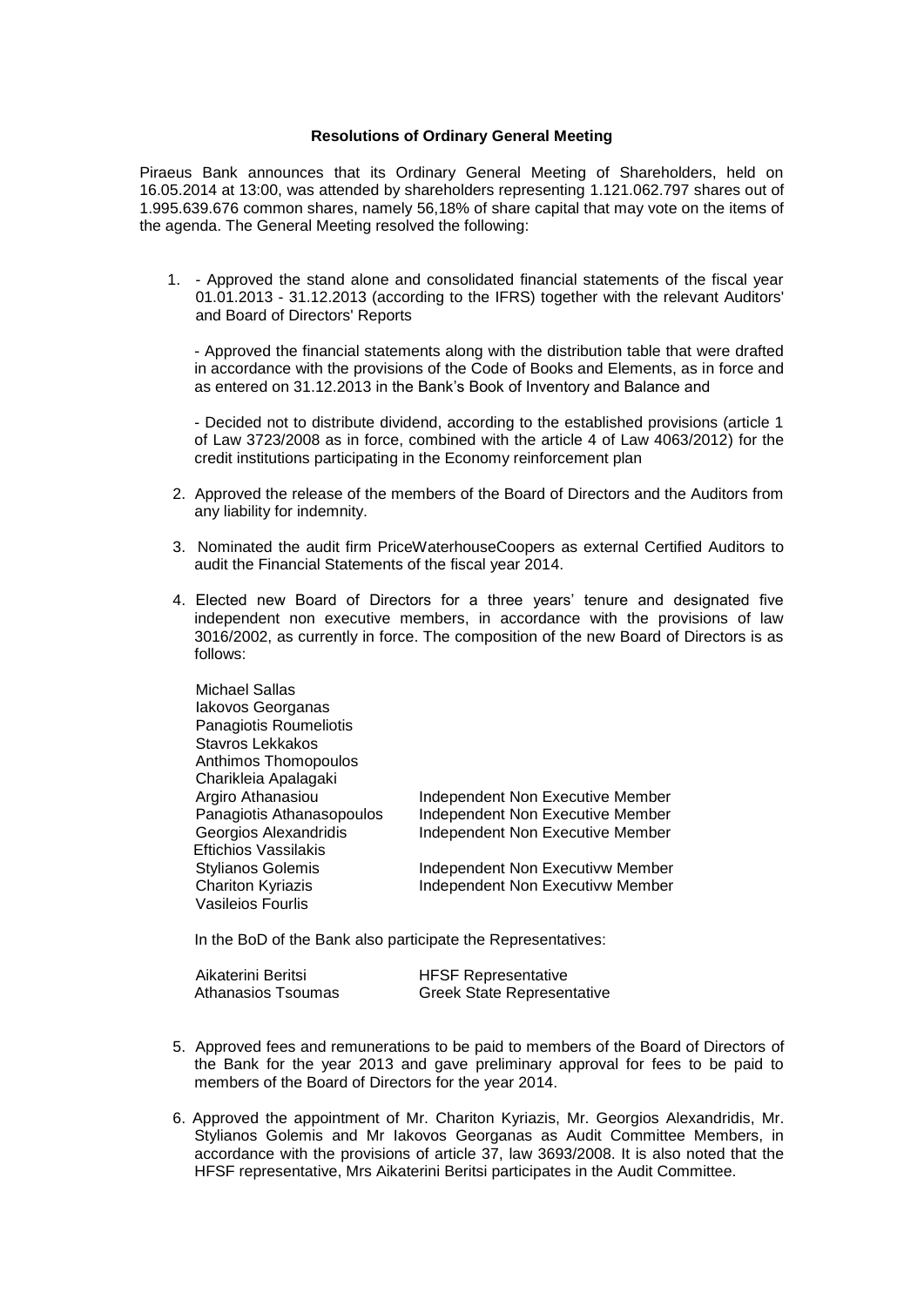**Resolutions of Ordinary General Meeting**

Piraeus Bank announces that its Ordinary General Meeting of Shareholders, held on 16.05.2014 at 13:00, was attended by shareholders representing 1.121.062.797 shares out of 1.995.639.676 common shares, namely 56,18% of share capital that may vote on the items of the agenda. The General Meeting resolved the following:

1. - Approved the stand alone and consolidated financial statements of the fiscal year 01.01.2013 - 31.12.2013 (according to the IFRS) together with the relevant Auditors' and Board of Directors' Reports

   - Approved the financial statements along with the distribution table that were drafted in accordance with the provisions of the Code of Books and Elements, as in force and as entered on 31.12.2013 in the Bank's Book of Inventory and Balance and

   - Decided not to distribute dividend, according to the established provisions (article 1 of Law 3723/2008 as in force, combined with the article 4 of Law 4063/2012) for the credit institutions participating in the Economy reinforcement plan

2. Approved the release of the members of the Board of Directors and the Auditors from any liability for indemnity.

3. Nominated the audit firm PriceWaterhouseCoopers as external Certified Auditors to audit the Financial Statements of the fiscal year 2014.

4. Elected new Board of Directors for a three years' tenure and designated five independent non executive members, in accordance with the provisions of law 3016/2002, as currently in force. The composition of the new Board of Directors is as follows:

| | |
|---|---|
| Michael Sallas | |
| Iakovos Georganas | |
| Panagiotis Roumeliotis | |
| Stavros Lekkakos | |
| Anthimos Thomopoulos | |
| Charikleia Apalagaki | |
| Argiro Athanasiou | Independent Non Executive Member |
| Panagiotis Athanasopoulos | Independent Non Executive Member |
| Georgios Alexandridis | Independent Non Executive Member |
| Eftichios Vassilakis | |
| Stylianos Golemis | Independent Non Executivw Member |
| Chariton Kyriazis | Independent Non Executivw Member |
| Vasileios Fourlis | |

In the BoD of the Bank also participate the Representatives:

| | |
|---|---|
| Aikaterini Beritsi | HFSF Representative |
| Athanasios Tsoumas | Greek State Representative |

5. Approved fees and remunerations to be paid to members of the Board of Directors of the Bank for the year 2013 and gave preliminary approval for fees to be paid to members of the Board of Directors for the year 2014.

6. Approved the appointment of Mr. Chariton Kyriazis, Mr. Georgios Alexandridis, Mr. Stylianos Golemis and Mr Iakovos Georganas as Audit Committee Members, in accordance with the provisions of article 37, law 3693/2008. It is also noted that the HFSF representative, Mrs Aikaterini Beritsi participates in the Audit Committee.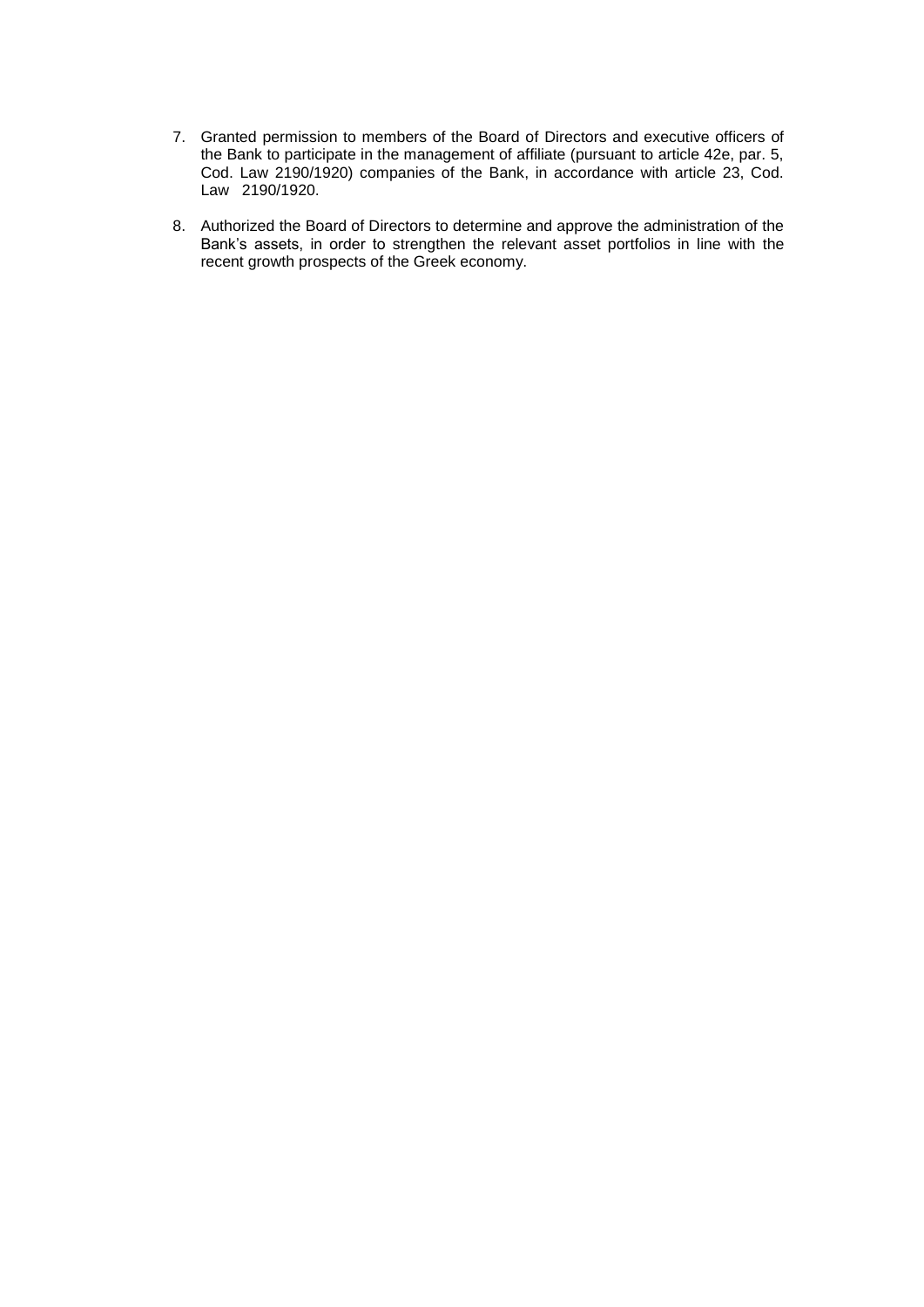7. Granted permission to members of the Board of Directors and executive officers of the Bank to participate in the management of affiliate (pursuant to article 42e, par. 5, Cod. Law 2190/1920) companies of the Bank, in accordance with article 23, Cod. Law 2190/1920.

8. Authorized the Board of Directors to determine and approve the administration of the Bank's assets, in order to strengthen the relevant asset portfolios in line with the recent growth prospects of the Greek economy.